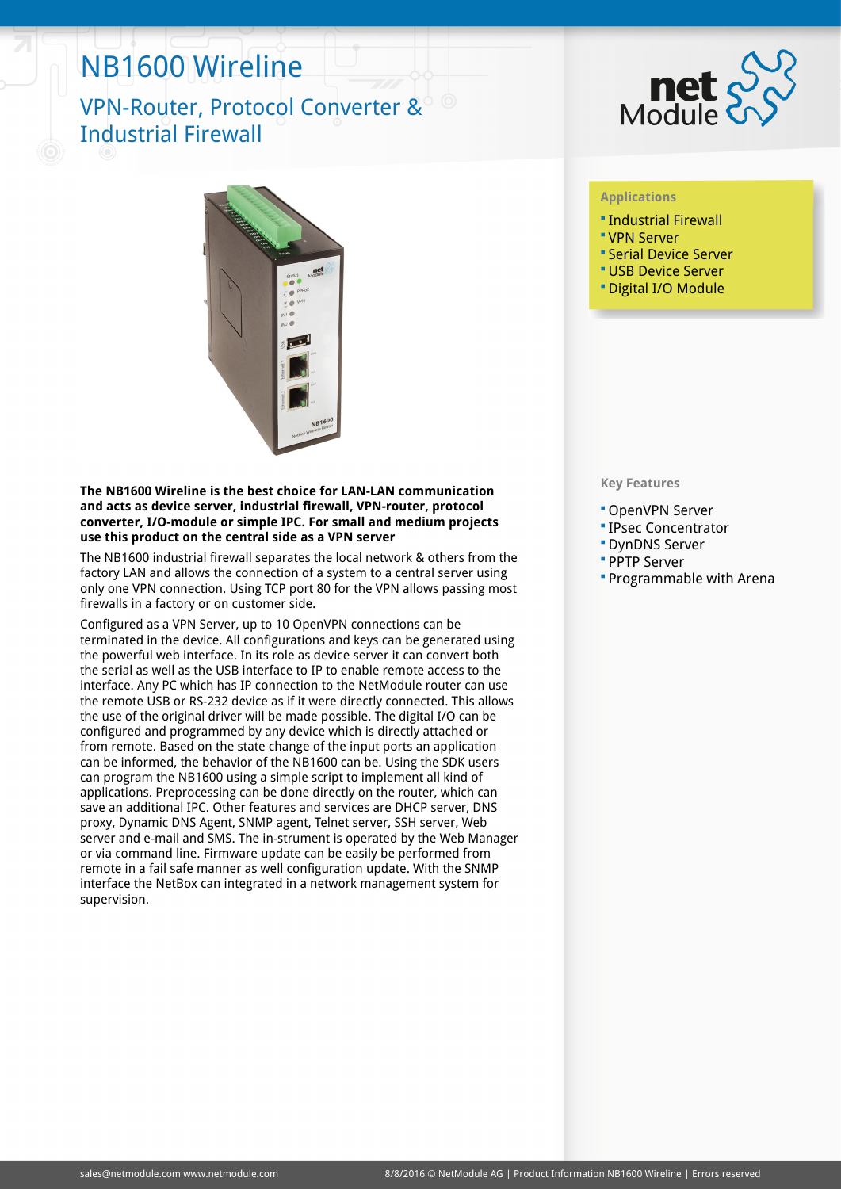# NB1600 Wireline

## VPN-Router, Protocol Converter & Industrial Firewall

### Applications

- Industrial Firewall
- VPN Server
- Serial Device Server
- USB Device Server
- Digital I/O Module

**The NB1600 Wireline is the best choice for LAN-LAN communication and acts as device server, industrial firewall, VPN-router, protocol converter, I/O-module or simple IPC. For small and medium projects use this product on the central side as a VPN server**

The NB1600 industrial firewall separates the local network & others from the factory LAN and allows the connection of a system to a central server using only one VPN connection. Using TCP port 80 for the VPN allows passing most firewalls in a factory or on customer side.

Configured as a VPN Server, up to 10 OpenVPN connections can be terminated in the device. All configurations and keys can be generated using the powerful web interface. In its role as device server it can convert both the serial as well as the USB interface to IP to enable remote access to the interface. Any PC which has IP connection to the NetModule router can use the remote USB or RS-232 device as if it were directly connected. This allows the use of the original driver will be made possible. The digital I/O can be configured and programmed by any device which is directly attached or from remote. Based on the state change of the input ports an application can be informed, the behavior of the NB1600 can be. Using the SDK users can program the NB1600 using a simple script to implement all kind of applications. Preprocessing can be done directly on the router, which can save an additional IPC. Other features and services are DHCP server, DNS proxy, Dynamic DNS Agent, SNMP agent, Telnet server, SSH server, Web server and e-mail and SMS. The in-strument is operated by the Web Manager or via command line. Firmware update can be easily be performed from remote in a fail safe manner as well configuration update. With the SNMP interface the NetBox can integrated in a network management system for supervision.

### Key Features

- OpenVPN Server
- IPsec Concentrator
- DynDNS Server
- PPTP Server
- Programmable with Arena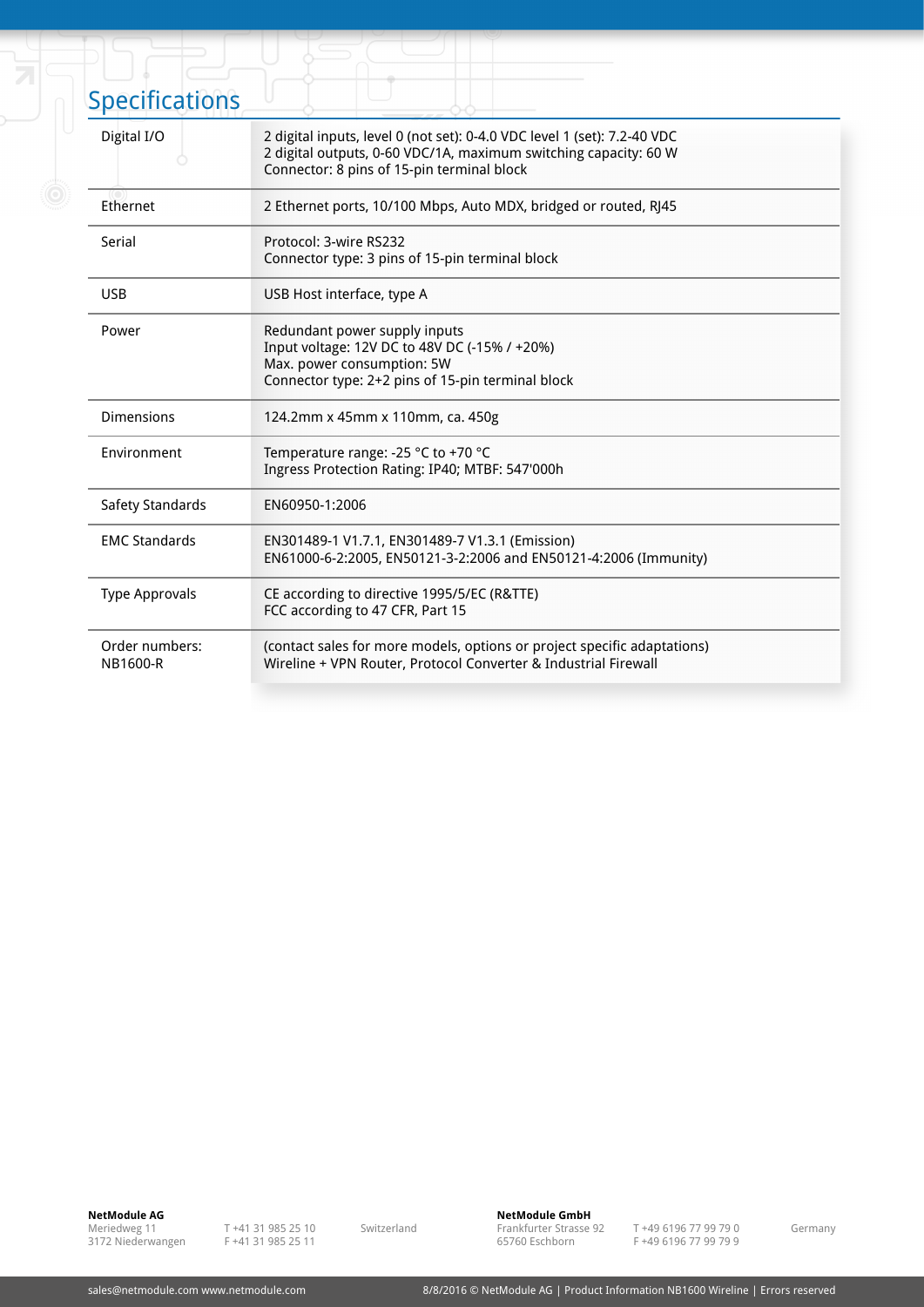## Specifications

| | |
|---|---|
| Digital I/O | 2 digital inputs, level 0 (not set): 0-4.0 VDC level 1 (set): 7.2-40 VDC<br>2 digital outputs, 0-60 VDC/1A, maximum switching capacity: 60 W<br>Connector: 8 pins of 15-pin terminal block |
| Ethernet | 2 Ethernet ports, 10/100 Mbps, Auto MDX, bridged or routed, RJ45 |
| Serial | Protocol: 3-wire RS232<br>Connector type: 3 pins of 15-pin terminal block |
| USB | USB Host interface, type A |
| Power | Redundant power supply inputs<br>Input voltage: 12V DC to 48V DC (-15% / +20%)<br>Max. power consumption: 5W<br>Connector type: 2+2 pins of 15-pin terminal block |
| Dimensions | 124.2mm x 45mm x 110mm, ca. 450g |
| Environment | Temperature range: -25 °C to +70 °C<br>Ingress Protection Rating: IP40; MTBF: 547'000h |
| Safety Standards | EN60950-1:2006 |
| EMC Standards | EN301489-1 V1.7.1, EN301489-7 V1.3.1 (Emission)<br>EN61000-6-2:2005, EN50121-3-2:2006 and EN50121-4:2006 (Immunity) |
| Type Approvals | CE according to directive 1995/5/EC (R&TTE)<br>FCC according to 47 CFR, Part 15 |
| Order numbers:<br>NB1600-R | (contact sales for more models, options or project specific adaptations)<br>Wireline + VPN Router, Protocol Converter & Industrial Firewall |

**NetModule AG**
Meriedweg 11
3172 Niederwangen
T +41 31 985 25 10
F +41 31 985 25 11
Switzerland

**NetModule GmbH**
Frankfurter Strasse 92
65760 Eschborn
T +49 6196 77 99 79 0
F +49 6196 77 99 79 9
Germany

sales@netmodule.com www.netmodule.com

8/8/2016 © NetModule AG | Product Information NB1600 Wireline | Errors reserved